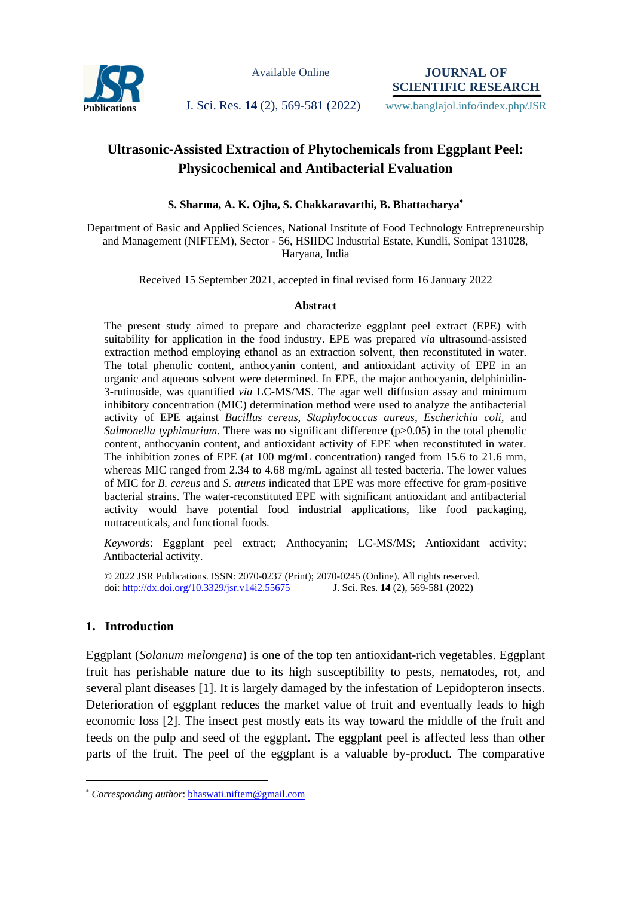# Ultrasonic-Assisted Extraction of Phytochemicals from Eggplant Peel: Physicochemical and Antibacterial Evaluation

**S. Sharma, A. K. Ojha, S. Chakkaravarthi, B. Bhattacharya***

Department of Basic and Applied Sciences, National Institute of Food Technology Entrepreneurship and Management (NIFTEM), Sector - 56, HSIIDC Industrial Estate, Kundli, Sonipat 131028, Haryana, India

Received 15 September 2021, accepted in final revised form 16 January 2022

### Abstract

The present study aimed to prepare and characterize eggplant peel extract (EPE) with suitability for application in the food industry. EPE was prepared *via* ultrasound-assisted extraction method employing ethanol as an extraction solvent, then reconstituted in water. The total phenolic content, anthocyanin content, and antioxidant activity of EPE in an organic and aqueous solvent were determined. In EPE, the major anthocyanin, delphinidin-3-rutinoside, was quantified *via* LC-MS/MS. The agar well diffusion assay and minimum inhibitory concentration (MIC) determination method were used to analyze the antibacterial activity of EPE against *Bacillus cereus*, *Staphylococcus aureus*, *Escherichia coli*, and *Salmonella typhimurium*. There was no significant difference ($p>0.05$) in the total phenolic content, anthocyanin content, and antioxidant activity of EPE when reconstituted in water. The inhibition zones of EPE (at 100 mg/mL concentration) ranged from 15.6 to 21.6 mm, whereas MIC ranged from 2.34 to 4.68 mg/mL against all tested bacteria. The lower values of MIC for *B. cereus* and *S. aureus* indicated that EPE was more effective for gram-positive bacterial strains. The water-reconstituted EPE with significant antioxidant and antibacterial activity would have potential food industrial applications, like food packaging, nutraceuticals, and functional foods.

*Keywords*: Eggplant peel extract; Anthocyanin; LC-MS/MS; Antioxidant activity; Antibacterial activity.

© 2022 JSR Publications. ISSN: 2070-0237 (Print); 2070-0245 (Online). All rights reserved.
doi: http://dx.doi.org/10.3329/jsr.v14i2.55675

## 1. Introduction

Eggplant (*Solanum melongena*) is one of the top ten antioxidant-rich vegetables. Eggplant fruit has perishable nature due to its high susceptibility to pests, nematodes, rot, and several plant diseases [1]. It is largely damaged by the infestation of Lepidopteron insects. Deterioration of eggplant reduces the market value of fruit and eventually leads to high economic loss [2]. The insect pest mostly eats its way toward the middle of the fruit and feeds on the pulp and seed of the eggplant. The eggplant peel is affected less than other parts of the fruit. The peel of the eggplant is a valuable by-product. The comparative

* *Corresponding author*: bhaswati.niftem@gmail.com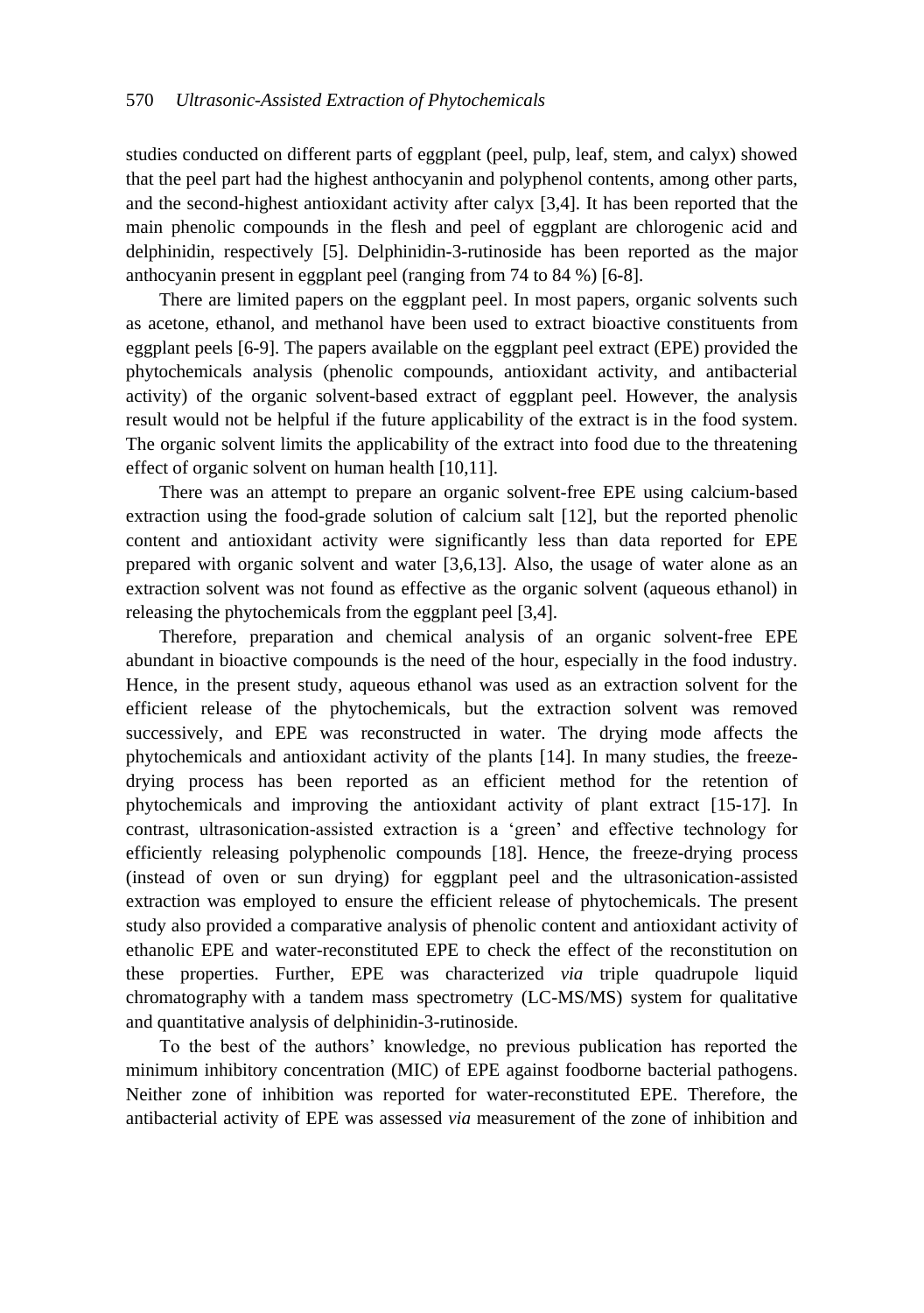studies conducted on different parts of eggplant (peel, pulp, leaf, stem, and calyx) showed that the peel part had the highest anthocyanin and polyphenol contents, among other parts, and the second-highest antioxidant activity after calyx [3,4]. It has been reported that the main phenolic compounds in the flesh and peel of eggplant are chlorogenic acid and delphinidin, respectively [5]. Delphinidin-3-rutinoside has been reported as the major anthocyanin present in eggplant peel (ranging from 74 to 84 %) [6-8].

There are limited papers on the eggplant peel. In most papers, organic solvents such as acetone, ethanol, and methanol have been used to extract bioactive constituents from eggplant peels [6-9]. The papers available on the eggplant peel extract (EPE) provided the phytochemicals analysis (phenolic compounds, antioxidant activity, and antibacterial activity) of the organic solvent-based extract of eggplant peel. However, the analysis result would not be helpful if the future applicability of the extract is in the food system. The organic solvent limits the applicability of the extract into food due to the threatening effect of organic solvent on human health [10,11].

There was an attempt to prepare an organic solvent-free EPE using calcium-based extraction using the food-grade solution of calcium salt [12], but the reported phenolic content and antioxidant activity were significantly less than data reported for EPE prepared with organic solvent and water [3,6,13]. Also, the usage of water alone as an extraction solvent was not found as effective as the organic solvent (aqueous ethanol) in releasing the phytochemicals from the eggplant peel [3,4].

Therefore, preparation and chemical analysis of an organic solvent-free EPE abundant in bioactive compounds is the need of the hour, especially in the food industry. Hence, in the present study, aqueous ethanol was used as an extraction solvent for the efficient release of the phytochemicals, but the extraction solvent was removed successively, and EPE was reconstructed in water. The drying mode affects the phytochemicals and antioxidant activity of the plants [14]. In many studies, the freeze-drying process has been reported as an efficient method for the retention of phytochemicals and improving the antioxidant activity of plant extract [15-17]. In contrast, ultrasonication-assisted extraction is a 'green' and effective technology for efficiently releasing polyphenolic compounds [18]. Hence, the freeze-drying process (instead of oven or sun drying) for eggplant peel and the ultrasonication-assisted extraction was employed to ensure the efficient release of phytochemicals. The present study also provided a comparative analysis of phenolic content and antioxidant activity of ethanolic EPE and water-reconstituted EPE to check the effect of the reconstitution on these properties. Further, EPE was characterized *via* triple quadrupole liquid chromatography with a tandem mass spectrometry (LC-MS/MS) system for qualitative and quantitative analysis of delphinidin-3-rutinoside.

To the best of the authors' knowledge, no previous publication has reported the minimum inhibitory concentration (MIC) of EPE against foodborne bacterial pathogens. Neither zone of inhibition was reported for water-reconstituted EPE. Therefore, the antibacterial activity of EPE was assessed *via* measurement of the zone of inhibition and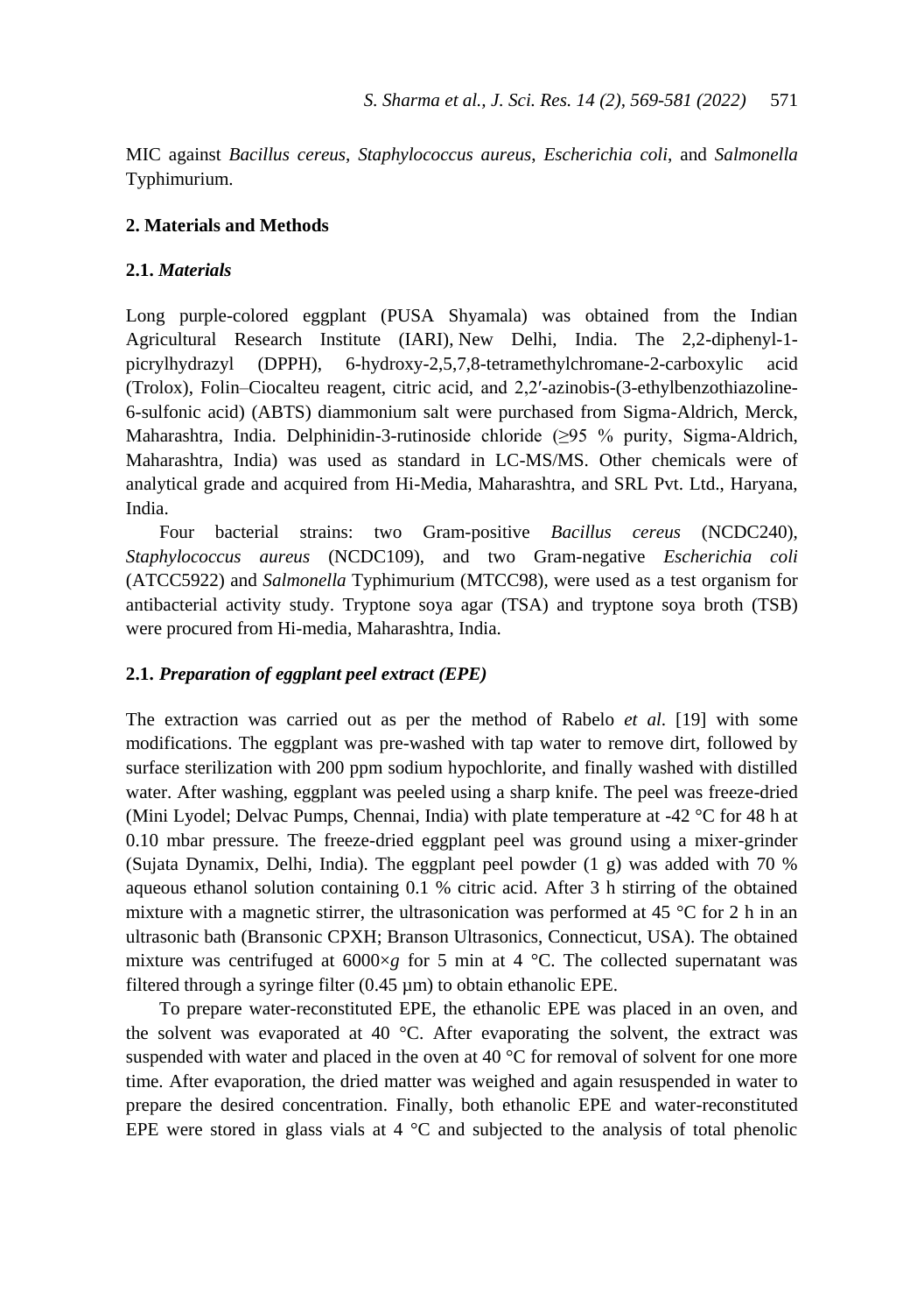MIC against *Bacillus cereus*, *Staphylococcus aureus*, *Escherichia coli*, and *Salmonella* Typhimurium.

## 2. Materials and Methods

### 2.1. *Materials*

Long purple-colored eggplant (PUSA Shyamala) was obtained from the Indian Agricultural Research Institute (IARI), New Delhi, India. The 2,2-diphenyl-1-picrylhydrazyl (DPPH), 6-hydroxy-2,5,7,8-tetramethylchromane-2-carboxylic acid (Trolox), Folin–Ciocalteu reagent, citric acid, and 2,2′-azinobis-(3-ethylbenzothiazoline-6-sulfonic acid) (ABTS) diammonium salt were purchased from Sigma-Aldrich, Merck, Maharashtra, India. Delphinidin-3-rutinoside chloride (≥95 % purity, Sigma-Aldrich, Maharashtra, India) was used as standard in LC-MS/MS. Other chemicals were of analytical grade and acquired from Hi-Media, Maharashtra, and SRL Pvt. Ltd., Haryana, India.

Four bacterial strains: two Gram-positive *Bacillus cereus* (NCDC240), *Staphylococcus aureus* (NCDC109), and two Gram-negative *Escherichia coli* (ATCC5922) and *Salmonella* Typhimurium (MTCC98), were used as a test organism for antibacterial activity study. Tryptone soya agar (TSA) and tryptone soya broth (TSB) were procured from Hi-media, Maharashtra, India.

### 2.1. *Preparation of eggplant peel extract (EPE)*

The extraction was carried out as per the method of Rabelo *et al*. [19] with some modifications. The eggplant was pre-washed with tap water to remove dirt, followed by surface sterilization with 200 ppm sodium hypochlorite, and finally washed with distilled water. After washing, eggplant was peeled using a sharp knife. The peel was freeze-dried (Mini Lyodel; Delvac Pumps, Chennai, India) with plate temperature at -42 °C for 48 h at 0.10 mbar pressure. The freeze-dried eggplant peel was ground using a mixer-grinder (Sujata Dynamix, Delhi, India). The eggplant peel powder (1 g) was added with 70 % aqueous ethanol solution containing 0.1 % citric acid. After 3 h stirring of the obtained mixture with a magnetic stirrer, the ultrasonication was performed at 45 °C for 2 h in an ultrasonic bath (Bransonic CPXH; Branson Ultrasonics, Connecticut, USA). The obtained mixture was centrifuged at 6000×*g* for 5 min at 4 °C. The collected supernatant was filtered through a syringe filter (0.45 µm) to obtain ethanolic EPE.

To prepare water-reconstituted EPE, the ethanolic EPE was placed in an oven, and the solvent was evaporated at 40 °C. After evaporating the solvent, the extract was suspended with water and placed in the oven at 40 °C for removal of solvent for one more time. After evaporation, the dried matter was weighed and again resuspended in water to prepare the desired concentration. Finally, both ethanolic EPE and water-reconstituted EPE were stored in glass vials at 4 °C and subjected to the analysis of total phenolic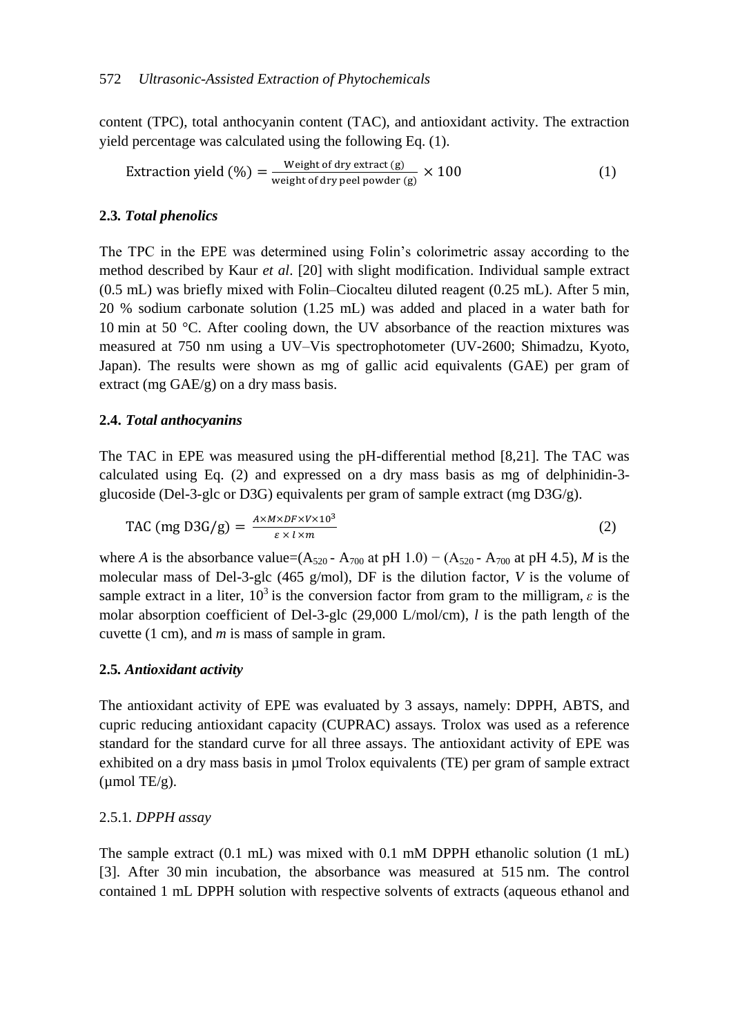content (TPC), total anthocyanin content (TAC), and antioxidant activity. The extraction yield percentage was calculated using the following Eq. (1).

$$\text{Extraction yield (\%)} = \frac{\text{Weight of dry extract (g)}}{\text{weight of dry peel powder (g)}} \times 100 \tag{1}$$

### 2.3. *Total phenolics*

The TPC in the EPE was determined using Folin's colorimetric assay according to the method described by Kaur *et al*. [20] with slight modification. Individual sample extract (0.5 mL) was briefly mixed with Folin–Ciocalteu diluted reagent (0.25 mL). After 5 min, 20 % sodium carbonate solution (1.25 mL) was added and placed in a water bath for 10 min at 50 °C. After cooling down, the UV absorbance of the reaction mixtures was measured at 750 nm using a UV–Vis spectrophotometer (UV-2600; Shimadzu, Kyoto, Japan). The results were shown as mg of gallic acid equivalents (GAE) per gram of extract (mg GAE/g) on a dry mass basis.

### 2.4. *Total anthocyanins*

The TAC in EPE was measured using the pH-differential method [8,21]. The TAC was calculated using Eq. (2) and expressed on a dry mass basis as mg of delphinidin-3-glucoside (Del-3-glc or D3G) equivalents per gram of sample extract (mg D3G/g).

$$\text{TAC (mg D3G/g)} = \frac{A \times M \times DF \times V \times 10^3}{\varepsilon \times l \times m} \tag{2}$$

where *A* is the absorbance value=($A_{520}$ - $A_{700}$ at pH 1.0) − ($A_{520}$ - $A_{700}$ at pH 4.5), *M* is the molecular mass of Del-3-glc (465 g/mol), DF is the dilution factor, *V* is the volume of sample extract in a liter, $10^3$ is the conversion factor from gram to the milligram, $\varepsilon$ is the molar absorption coefficient of Del-3-glc (29,000 L/mol/cm), *l* is the path length of the cuvette (1 cm), and *m* is mass of sample in gram.

### 2.5. *Antioxidant activity*

The antioxidant activity of EPE was evaluated by 3 assays, namely: DPPH, ABTS, and cupric reducing antioxidant capacity (CUPRAC) assays. Trolox was used as a reference standard for the standard curve for all three assays. The antioxidant activity of EPE was exhibited on a dry mass basis in μmol Trolox equivalents (TE) per gram of sample extract (μmol TE/g).

#### 2.5.1. *DPPH assay*

The sample extract (0.1 mL) was mixed with 0.1 mM DPPH ethanolic solution (1 mL) [3]. After 30 min incubation, the absorbance was measured at 515 nm. The control contained 1 mL DPPH solution with respective solvents of extracts (aqueous ethanol and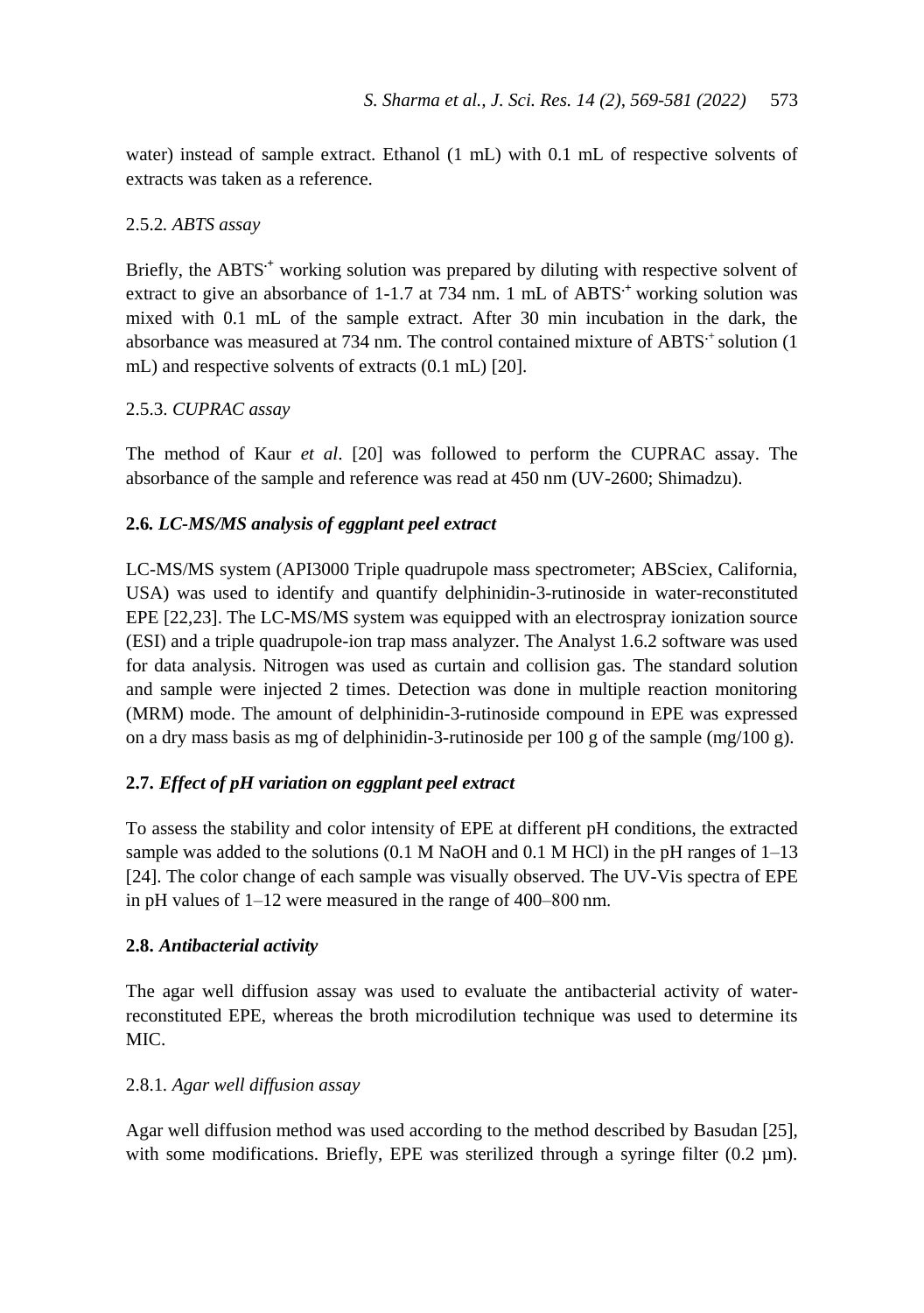water) instead of sample extract. Ethanol (1 mL) with 0.1 mL of respective solvents of extracts was taken as a reference.

#### 2.5.2. *ABTS assay*

Briefly, the $ABTS^{\cdot+}$ working solution was prepared by diluting with respective solvent of extract to give an absorbance of 1-1.7 at 734 nm. 1 mL of $ABTS^{\cdot+}$ working solution was mixed with 0.1 mL of the sample extract. After 30 min incubation in the dark, the absorbance was measured at 734 nm. The control contained mixture of $ABTS^{\cdot+}$ solution (1 mL) and respective solvents of extracts (0.1 mL) [20].

#### 2.5.3. *CUPRAC assay*

The method of Kaur *et al*. [20] was followed to perform the CUPRAC assay. The absorbance of the sample and reference was read at 450 nm (UV-2600; Shimadzu).

### 2.6. *LC-MS/MS analysis of eggplant peel extract*

LC-MS/MS system (API3000 Triple quadrupole mass spectrometer; ABSciex, California, USA) was used to identify and quantify delphinidin-3-rutinoside in water-reconstituted EPE [22,23]. The LC-MS/MS system was equipped with an electrospray ionization source (ESI) and a triple quadrupole-ion trap mass analyzer. The Analyst 1.6.2 software was used for data analysis. Nitrogen was used as curtain and collision gas. The standard solution and sample were injected 2 times. Detection was done in multiple reaction monitoring (MRM) mode. The amount of delphinidin-3-rutinoside compound in EPE was expressed on a dry mass basis as mg of delphinidin-3-rutinoside per 100 g of the sample (mg/100 g).

### 2.7. *Effect of pH variation on eggplant peel extract*

To assess the stability and color intensity of EPE at different pH conditions, the extracted sample was added to the solutions (0.1 M NaOH and 0.1 M HCl) in the pH ranges of 1–13 [24]. The color change of each sample was visually observed. The UV-Vis spectra of EPE in pH values of 1–12 were measured in the range of 400–800 nm.

### 2.8. *Antibacterial activity*

The agar well diffusion assay was used to evaluate the antibacterial activity of water-reconstituted EPE, whereas the broth microdilution technique was used to determine its MIC.

#### 2.8.1. *Agar well diffusion assay*

Agar well diffusion method was used according to the method described by Basudan [25], with some modifications. Briefly, EPE was sterilized through a syringe filter (0.2 µm).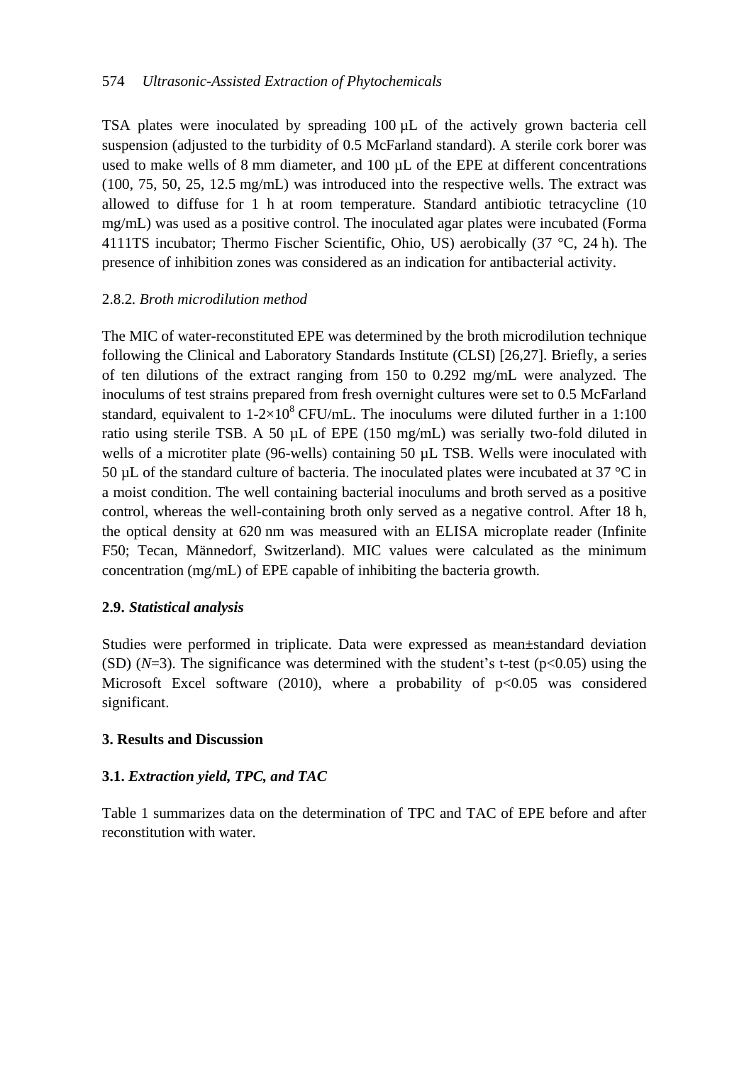TSA plates were inoculated by spreading 100 µL of the actively grown bacteria cell suspension (adjusted to the turbidity of 0.5 McFarland standard). A sterile cork borer was used to make wells of 8 mm diameter, and 100 µL of the EPE at different concentrations (100, 75, 50, 25, 12.5 mg/mL) was introduced into the respective wells. The extract was allowed to diffuse for 1 h at room temperature. Standard antibiotic tetracycline (10 mg/mL) was used as a positive control. The inoculated agar plates were incubated (Forma 4111TS incubator; Thermo Fischer Scientific, Ohio, US) aerobically (37 °C, 24 h). The presence of inhibition zones was considered as an indication for antibacterial activity.

2.8.2. *Broth microdilution method*

The MIC of water-reconstituted EPE was determined by the broth microdilution technique following the Clinical and Laboratory Standards Institute (CLSI) [26,27]. Briefly, a series of ten dilutions of the extract ranging from 150 to 0.292 mg/mL were analyzed. The inoculums of test strains prepared from fresh overnight cultures were set to 0.5 McFarland standard, equivalent to $1\text{-}2\times10^{8}$ CFU/mL. The inoculums were diluted further in a 1:100 ratio using sterile TSB. A 50 µL of EPE (150 mg/mL) was serially two-fold diluted in wells of a microtiter plate (96-wells) containing 50 µL TSB. Wells were inoculated with 50 µL of the standard culture of bacteria. The inoculated plates were incubated at 37 °C in a moist condition. The well containing bacterial inoculums and broth served as a positive control, whereas the well-containing broth only served as a negative control. After 18 h, the optical density at 620 nm was measured with an ELISA microplate reader (Infinite F50; Tecan, Männedorf, Switzerland). MIC values were calculated as the minimum concentration (mg/mL) of EPE capable of inhibiting the bacteria growth.

**2.9.** ***Statistical analysis***

Studies were performed in triplicate. Data were expressed as mean±standard deviation (SD) ($N$=3). The significance was determined with the student's t-test ($p<0.05$) using the Microsoft Excel software (2010), where a probability of $p<0.05$ was considered significant.

**3. Results and Discussion**

**3.1.** ***Extraction yield, TPC, and TAC***

Table 1 summarizes data on the determination of TPC and TAC of EPE before and after reconstitution with water.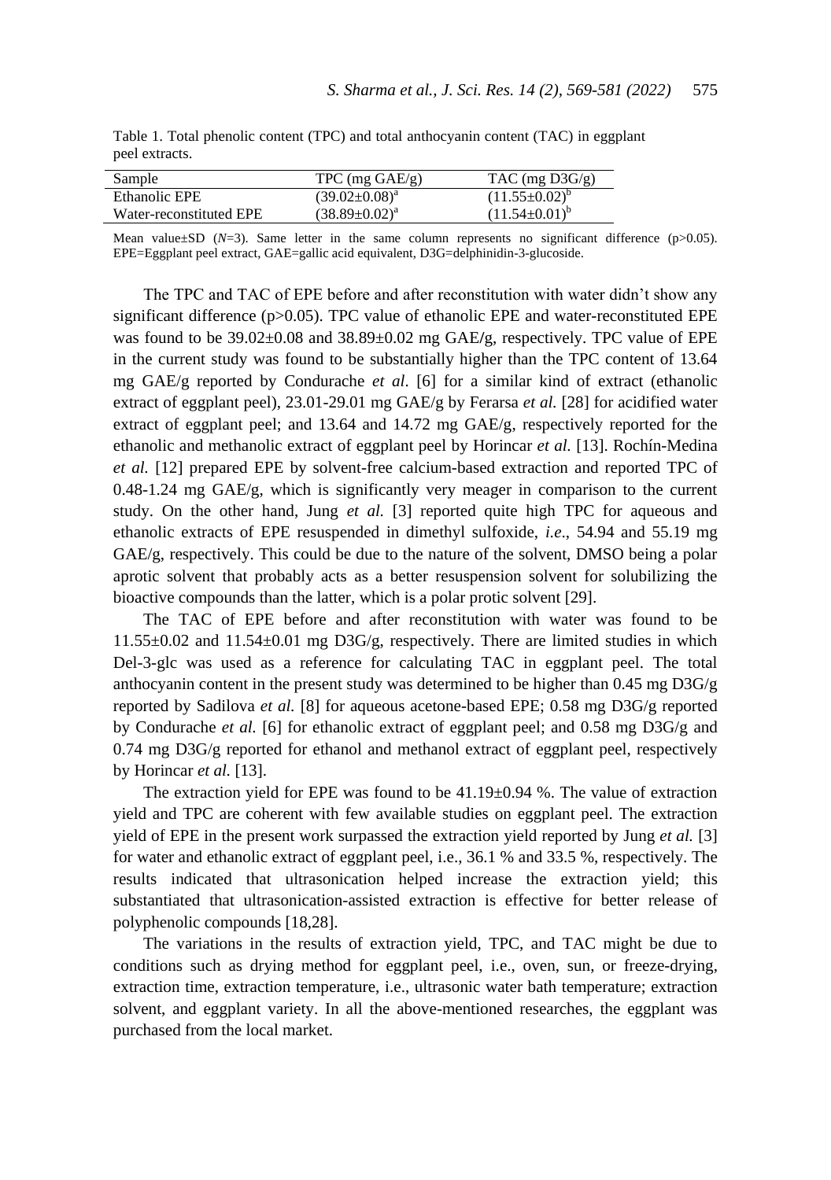Table 1. Total phenolic content (TPC) and total anthocyanin content (TAC) in eggplant peel extracts.

| Sample | TPC (mg GAE/g) | TAC (mg D3G/g) |
|---|---|---|
| Ethanolic EPE | $(39.02\pm0.08)^a$ | $(11.55\pm0.02)^b$ |
| Water-reconstituted EPE | $(38.89\pm0.02)^a$ | $(11.54\pm0.01)^b$ |

Mean value±SD (*N*=3). Same letter in the same column represents no significant difference (p>0.05). EPE=Eggplant peel extract, GAE=gallic acid equivalent, D3G=delphinidin-3-glucoside.

The TPC and TAC of EPE before and after reconstitution with water didn't show any significant difference (p>0.05). TPC value of ethanolic EPE and water-reconstituted EPE was found to be 39.02±0.08 and 38.89±0.02 mg GAE/g, respectively. TPC value of EPE in the current study was found to be substantially higher than the TPC content of 13.64 mg GAE/g reported by Condurache *et al*. [6] for a similar kind of extract (ethanolic extract of eggplant peel), 23.01-29.01 mg GAE/g by Ferarsa *et al.* [28] for acidified water extract of eggplant peel; and 13.64 and 14.72 mg GAE/g, respectively reported for the ethanolic and methanolic extract of eggplant peel by Horincar *et al.* [13]. Rochín-Medina *et al.* [12] prepared EPE by solvent-free calcium-based extraction and reported TPC of 0.48-1.24 mg GAE/g, which is significantly very meager in comparison to the current study. On the other hand, Jung *et al.* [3] reported quite high TPC for aqueous and ethanolic extracts of EPE resuspended in dimethyl sulfoxide, *i.e*., 54.94 and 55.19 mg GAE/g, respectively. This could be due to the nature of the solvent, DMSO being a polar aprotic solvent that probably acts as a better resuspension solvent for solubilizing the bioactive compounds than the latter, which is a polar protic solvent [29].

The TAC of EPE before and after reconstitution with water was found to be 11.55±0.02 and 11.54±0.01 mg D3G/g, respectively. There are limited studies in which Del-3-glc was used as a reference for calculating TAC in eggplant peel. The total anthocyanin content in the present study was determined to be higher than 0.45 mg D3G/g reported by Sadilova *et al.* [8] for aqueous acetone-based EPE; 0.58 mg D3G/g reported by Condurache *et al.* [6] for ethanolic extract of eggplant peel; and 0.58 mg D3G/g and 0.74 mg D3G/g reported for ethanol and methanol extract of eggplant peel, respectively by Horincar *et al.* [13].

The extraction yield for EPE was found to be 41.19±0.94 %. The value of extraction yield and TPC are coherent with few available studies on eggplant peel. The extraction yield of EPE in the present work surpassed the extraction yield reported by Jung *et al.* [3] for water and ethanolic extract of eggplant peel, i.e., 36.1 % and 33.5 %, respectively. The results indicated that ultrasonication helped increase the extraction yield; this substantiated that ultrasonication-assisted extraction is effective for better release of polyphenolic compounds [18,28].

The variations in the results of extraction yield, TPC, and TAC might be due to conditions such as drying method for eggplant peel, i.e., oven, sun, or freeze-drying, extraction time, extraction temperature, i.e., ultrasonic water bath temperature; extraction solvent, and eggplant variety. In all the above-mentioned researches, the eggplant was purchased from the local market.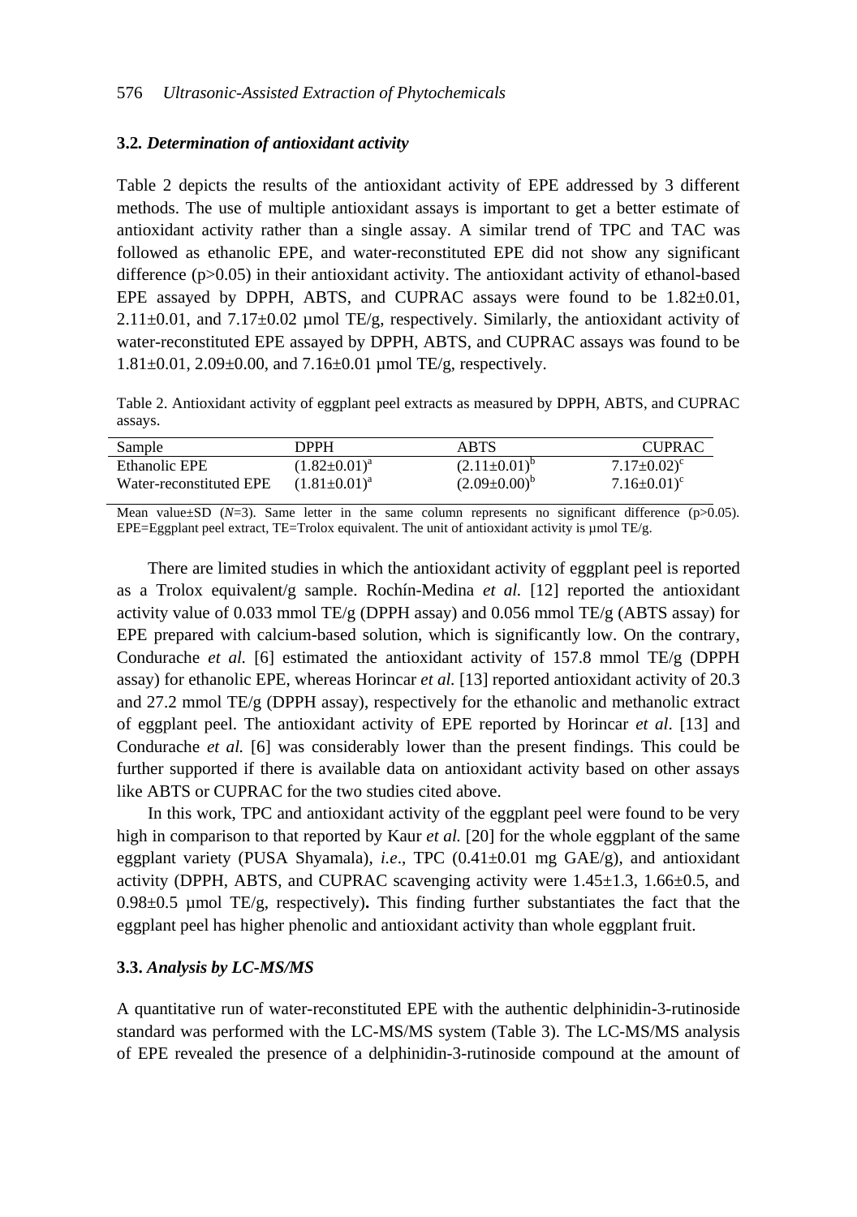### 3.2. *Determination of antioxidant activity*

Table 2 depicts the results of the antioxidant activity of EPE addressed by 3 different methods. The use of multiple antioxidant assays is important to get a better estimate of antioxidant activity rather than a single assay. A similar trend of TPC and TAC was followed as ethanolic EPE, and water-reconstituted EPE did not show any significant difference ($p>0.05$) in their antioxidant activity. The antioxidant activity of ethanol-based EPE assayed by DPPH, ABTS, and CUPRAC assays were found to be 1.82±0.01, 2.11±0.01, and 7.17±0.02 µmol TE/g, respectively. Similarly, the antioxidant activity of water-reconstituted EPE assayed by DPPH, ABTS, and CUPRAC assays was found to be 1.81±0.01, 2.09±0.00, and 7.16±0.01 µmol TE/g, respectively.

Table 2. Antioxidant activity of eggplant peel extracts as measured by DPPH, ABTS, and CUPRAC assays.

| Sample | DPPH | ABTS | CUPRAC |
|---|---|---|---|
| Ethanolic EPE | $(1.82\pm0.01)^a$ | $(2.11\pm0.01)^b$ | $7.17\pm0.02)^c$ |
| Water-reconstituted EPE | $(1.81\pm0.01)^a$ | $(2.09\pm0.00)^b$ | $7.16\pm0.01)^c$ |

Mean value±SD (*N*=3). Same letter in the same column represents no significant difference ($p>0.05$). EPE=Eggplant peel extract, TE=Trolox equivalent. The unit of antioxidant activity is µmol TE/g.

There are limited studies in which the antioxidant activity of eggplant peel is reported as a Trolox equivalent/g sample. Rochín-Medina *et al.* [12] reported the antioxidant activity value of 0.033 mmol TE/g (DPPH assay) and 0.056 mmol TE/g (ABTS assay) for EPE prepared with calcium-based solution, which is significantly low. On the contrary, Condurache *et al.* [6] estimated the antioxidant activity of 157.8 mmol TE/g (DPPH assay) for ethanolic EPE, whereas Horincar *et al.* [13] reported antioxidant activity of 20.3 and 27.2 mmol TE/g (DPPH assay), respectively for the ethanolic and methanolic extract of eggplant peel. The antioxidant activity of EPE reported by Horincar *et al*. [13] and Condurache *et al.* [6] was considerably lower than the present findings. This could be further supported if there is available data on antioxidant activity based on other assays like ABTS or CUPRAC for the two studies cited above.

In this work, TPC and antioxidant activity of the eggplant peel were found to be very high in comparison to that reported by Kaur *et al.* [20] for the whole eggplant of the same eggplant variety (PUSA Shyamala), *i.e*., TPC (0.41±0.01 mg GAE/g), and antioxidant activity (DPPH, ABTS, and CUPRAC scavenging activity were 1.45±1.3, 1.66±0.5, and 0.98±0.5 µmol TE/g, respectively)**.** This finding further substantiates the fact that the eggplant peel has higher phenolic and antioxidant activity than whole eggplant fruit.

### 3.3. *Analysis by LC-MS/MS*

A quantitative run of water-reconstituted EPE with the authentic delphinidin-3-rutinoside standard was performed with the LC-MS/MS system (Table 3). The LC-MS/MS analysis of EPE revealed the presence of a delphinidin-3-rutinoside compound at the amount of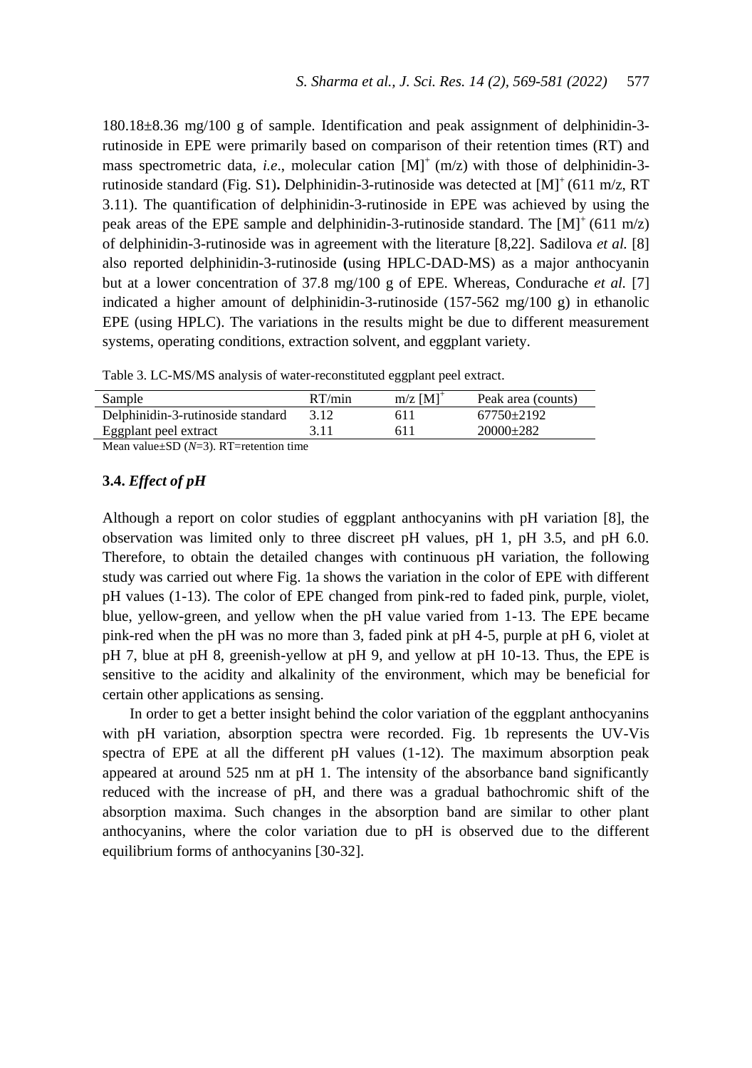180.18±8.36 mg/100 g of sample. Identification and peak assignment of delphinidin-3-rutinoside in EPE were primarily based on comparison of their retention times (RT) and mass spectrometric data, *i.e*., molecular cation $[M]^+$ (m/z) with those of delphinidin-3-rutinoside standard (Fig. S1)**.** Delphinidin-3-rutinoside was detected at $[M]^+$ (611 m/z, RT 3.11). The quantification of delphinidin-3-rutinoside in EPE was achieved by using the peak areas of the EPE sample and delphinidin-3-rutinoside standard. The $[M]^+$ (611 m/z) of delphinidin-3-rutinoside was in agreement with the literature [8,22]. Sadilova *et al.* [8] also reported delphinidin-3-rutinoside **(**using HPLC-DAD-MS) as a major anthocyanin but at a lower concentration of 37.8 mg/100 g of EPE. Whereas, Condurache *et al.* [7] indicated a higher amount of delphinidin-3-rutinoside (157-562 mg/100 g) in ethanolic EPE (using HPLC). The variations in the results might be due to different measurement systems, operating conditions, extraction solvent, and eggplant variety.

Table 3. LC-MS/MS analysis of water-reconstituted eggplant peel extract.

| Sample | RT/min | m/z $[M]^+$ | Peak area (counts) |
|---|---|---|---|
| Delphinidin-3-rutinoside standard | 3.12 | 611 | 67750±2192 |
| Eggplant peel extract | 3.11 | 611 | 20000±282 |

Mean value±SD (*N*=3). RT=retention time

### 3.4. *Effect of pH*

Although a report on color studies of eggplant anthocyanins with pH variation [8], the observation was limited only to three discreet pH values, pH 1, pH 3.5, and pH 6.0. Therefore, to obtain the detailed changes with continuous pH variation, the following study was carried out where Fig. 1a shows the variation in the color of EPE with different pH values (1-13). The color of EPE changed from pink-red to faded pink, purple, violet, blue, yellow-green, and yellow when the pH value varied from 1-13. The EPE became pink-red when the pH was no more than 3, faded pink at pH 4-5, purple at pH 6, violet at pH 7, blue at pH 8, greenish-yellow at pH 9, and yellow at pH 10-13. Thus, the EPE is sensitive to the acidity and alkalinity of the environment, which may be beneficial for certain other applications as sensing.

In order to get a better insight behind the color variation of the eggplant anthocyanins with pH variation, absorption spectra were recorded. Fig. 1b represents the UV-Vis spectra of EPE at all the different pH values (1-12). The maximum absorption peak appeared at around 525 nm at pH 1. The intensity of the absorbance band significantly reduced with the increase of pH, and there was a gradual bathochromic shift of the absorption maxima. Such changes in the absorption band are similar to other plant anthocyanins, where the color variation due to pH is observed due to the different equilibrium forms of anthocyanins [30-32].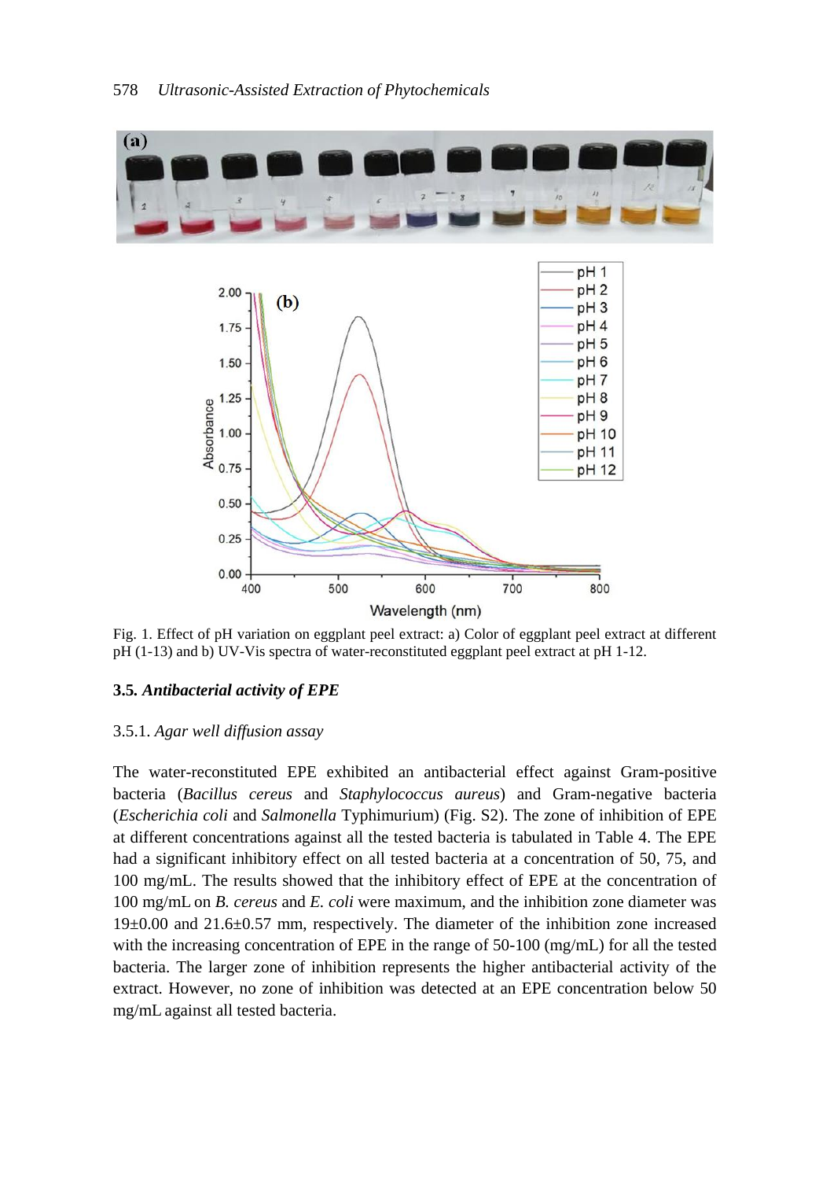Fig. 1. Effect of pH variation on eggplant peel extract: a) Color of eggplant peel extract at different pH (1-13) and b) UV-Vis spectra of water-reconstituted eggplant peel extract at pH 1-12.

### 3.5. *Antibacterial activity of EPE*

#### 3.5.1. *Agar well diffusion assay*

The water-reconstituted EPE exhibited an antibacterial effect against Gram-positive bacteria (*Bacillus cereus* and *Staphylococcus aureus*) and Gram-negative bacteria (*Escherichia coli* and *Salmonella* Typhimurium) (Fig. S2). The zone of inhibition of EPE at different concentrations against all the tested bacteria is tabulated in Table 4. The EPE had a significant inhibitory effect on all tested bacteria at a concentration of 50, 75, and 100 mg/mL. The results showed that the inhibitory effect of EPE at the concentration of 100 mg/mL on *B. cereus* and *E. coli* were maximum, and the inhibition zone diameter was 19±0.00 and 21.6±0.57 mm, respectively. The diameter of the inhibition zone increased with the increasing concentration of EPE in the range of 50-100 (mg/mL) for all the tested bacteria. The larger zone of inhibition represents the higher antibacterial activity of the extract. However, no zone of inhibition was detected at an EPE concentration below 50 mg/mL against all tested bacteria.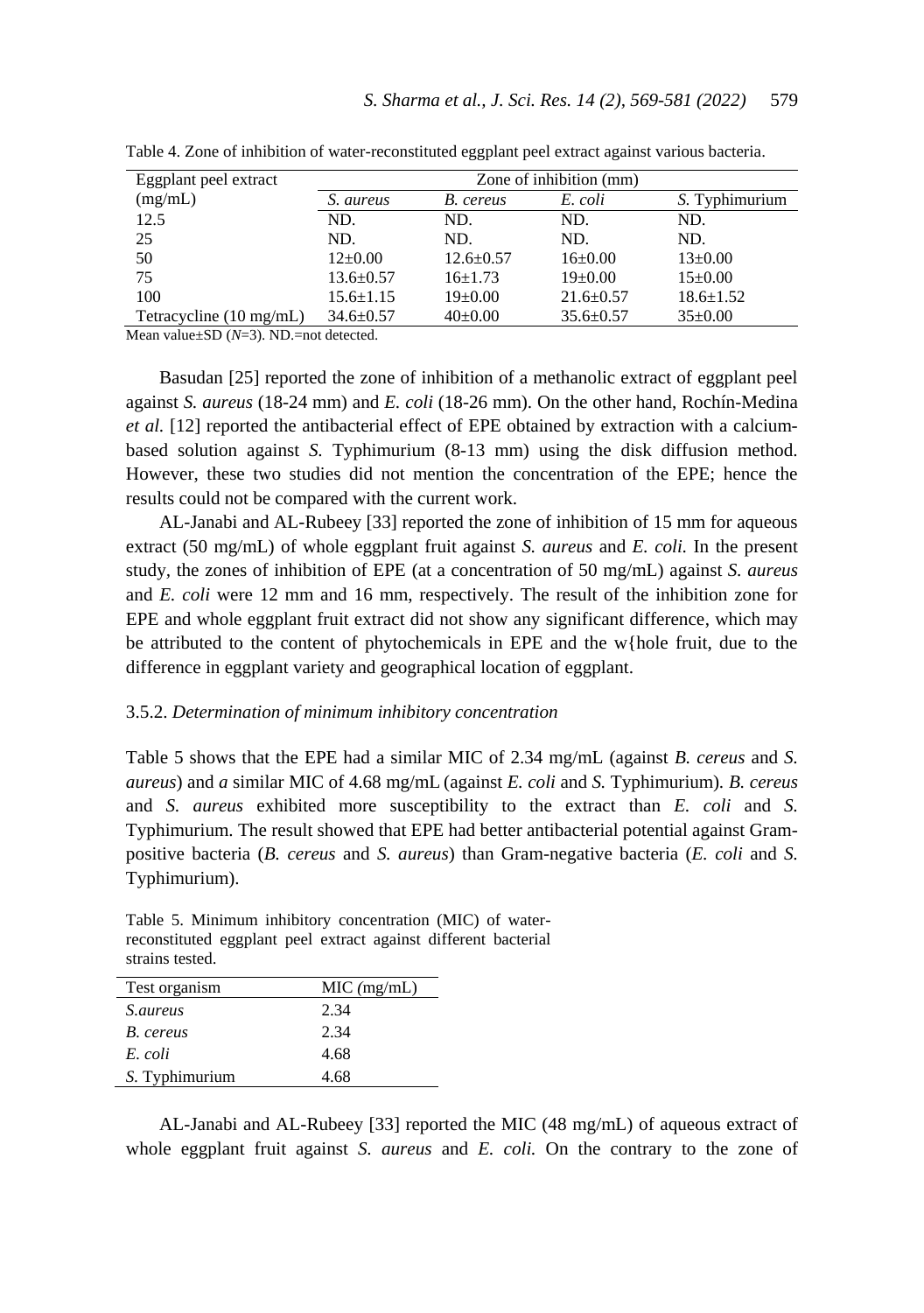Table 4. Zone of inhibition of water-reconstituted eggplant peel extract against various bacteria.

| Eggplant peel extract (mg/mL) | Zone of inhibition (mm) | | | |
|---|---|---|---|---|
| | *S. aureus* | *B. cereus* | *E. coli* | *S.* Typhimurium |
| 12.5 | ND. | ND. | ND. | ND. |
| 25 | ND. | ND. | ND. | ND. |
| 50 | 12±0.00 | 12.6±0.57 | 16±0.00 | 13±0.00 |
| 75 | 13.6±0.57 | 16±1.73 | 19±0.00 | 15±0.00 |
| 100 | 15.6±1.15 | 19±0.00 | 21.6±0.57 | 18.6±1.52 |
| Tetracycline (10 mg/mL) | 34.6±0.57 | 40±0.00 | 35.6±0.57 | 35±0.00 |

Mean value±SD (*N*=3). ND.=not detected.

Basudan [25] reported the zone of inhibition of a methanolic extract of eggplant peel against *S. aureus* (18-24 mm) and *E. coli* (18-26 mm). On the other hand, Rochín-Medina *et al.* [12] reported the antibacterial effect of EPE obtained by extraction with a calcium-based solution against *S.* Typhimurium (8-13 mm) using the disk diffusion method. However, these two studies did not mention the concentration of the EPE; hence the results could not be compared with the current work.

AL-Janabi and AL-Rubeey [33] reported the zone of inhibition of 15 mm for aqueous extract (50 mg/mL) of whole eggplant fruit against *S. aureus* and *E. coli.* In the present study, the zones of inhibition of EPE (at a concentration of 50 mg/mL) against *S. aureus* and *E. coli* were 12 mm and 16 mm, respectively. The result of the inhibition zone for EPE and whole eggplant fruit extract did not show any significant difference, which may be attributed to the content of phytochemicals in EPE and the w{hole fruit, due to the difference in eggplant variety and geographical location of eggplant.

### 3.5.2. *Determination of minimum inhibitory concentration*

Table 5 shows that the EPE had a similar MIC of 2.34 mg/mL (against *B. cereus* and *S. aureus*) and *a* similar MIC of 4.68 mg/mL (against *E. coli* and *S.* Typhimurium). *B. cereus* and *S. aureus* exhibited more susceptibility to the extract than *E. coli* and *S.* Typhimurium. The result showed that EPE had better antibacterial potential against Gram-positive bacteria (*B. cereus* and *S. aureus*) than Gram-negative bacteria (*E. coli* and *S.* Typhimurium).

Table 5. Minimum inhibitory concentration (MIC) of water-reconstituted eggplant peel extract against different bacterial strains tested.

| Test organism | MIC (mg/mL) |
|---|---|
| *S.aureus* | 2.34 |
| *B. cereus* | 2.34 |
| *E. coli* | 4.68 |
| *S.* Typhimurium | 4.68 |

AL-Janabi and AL-Rubeey [33] reported the MIC (48 mg/mL) of aqueous extract of whole eggplant fruit against *S. aureus* and *E. coli.* On the contrary to the zone of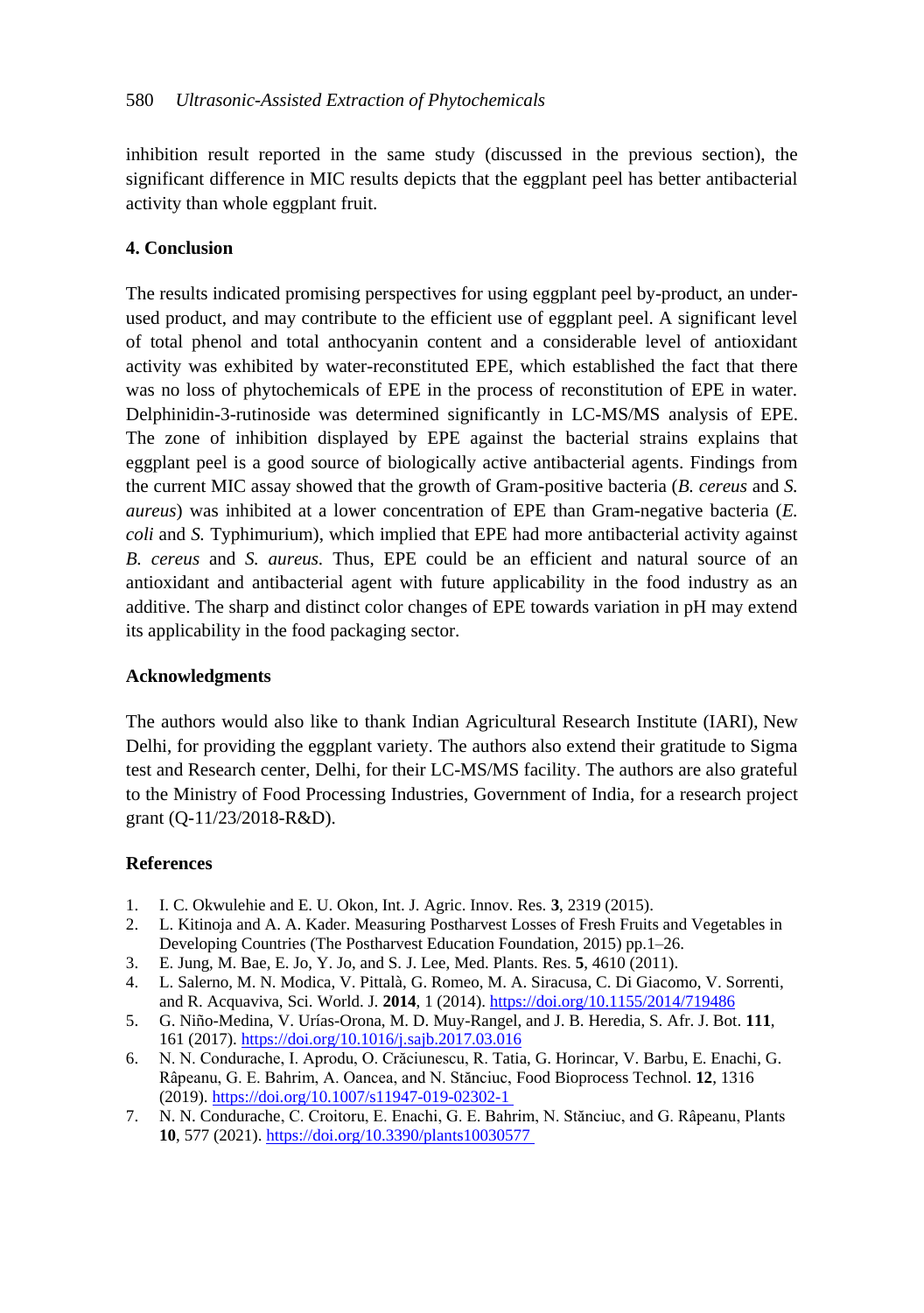inhibition result reported in the same study (discussed in the previous section), the significant difference in MIC results depicts that the eggplant peel has better antibacterial activity than whole eggplant fruit.

## 4. Conclusion

The results indicated promising perspectives for using eggplant peel by-product, an under-used product, and may contribute to the efficient use of eggplant peel. A significant level of total phenol and total anthocyanin content and a considerable level of antioxidant activity was exhibited by water-reconstituted EPE, which established the fact that there was no loss of phytochemicals of EPE in the process of reconstitution of EPE in water. Delphinidin-3-rutinoside was determined significantly in LC-MS/MS analysis of EPE. The zone of inhibition displayed by EPE against the bacterial strains explains that eggplant peel is a good source of biologically active antibacterial agents. Findings from the current MIC assay showed that the growth of Gram-positive bacteria (*B. cereus* and *S. aureus*) was inhibited at a lower concentration of EPE than Gram-negative bacteria (*E. coli* and *S.* Typhimurium), which implied that EPE had more antibacterial activity against *B. cereus* and *S. aureus*. Thus, EPE could be an efficient and natural source of an antioxidant and antibacterial agent with future applicability in the food industry as an additive. The sharp and distinct color changes of EPE towards variation in pH may extend its applicability in the food packaging sector.

## Acknowledgments

The authors would also like to thank Indian Agricultural Research Institute (IARI), New Delhi, for providing the eggplant variety. The authors also extend their gratitude to Sigma test and Research center, Delhi, for their LC-MS/MS facility. The authors are also grateful to the Ministry of Food Processing Industries, Government of India, for a research project grant (Q-11/23/2018-R&D).

## References

1. I. C. Okwulehie and E. U. Okon, Int. J. Agric. Innov. Res. **3**, 2319 (2015).
2. L. Kitinoja and A. A. Kader. Measuring Postharvest Losses of Fresh Fruits and Vegetables in Developing Countries (The Postharvest Education Foundation, 2015) pp.1–26.
3. E. Jung, M. Bae, E. Jo, Y. Jo, and S. J. Lee, Med. Plants. Res. **5**, 4610 (2011).
4. L. Salerno, M. N. Modica, V. Pittalà, G. Romeo, M. A. Siracusa, C. Di Giacomo, V. Sorrenti, and R. Acquaviva, Sci. World. J. **2014**, 1 (2014). https://doi.org/10.1155/2014/719486
5. G. Niño-Medina, V. Urías-Orona, M. D. Muy-Rangel, and J. B. Heredia, S. Afr. J. Bot. **111**, 161 (2017). https://doi.org/10.1016/j.sajb.2017.03.016
6. N. N. Condurache, I. Aprodu, O. Crăciunescu, R. Tatia, G. Horincar, V. Barbu, E. Enachi, G. Râpeanu, G. E. Bahrim, A. Oancea, and N. Stănciuc, Food Bioprocess Technol. **12**, 1316 (2019). https://doi.org/10.1007/s11947-019-02302-1
7. N. N. Condurache, C. Croitoru, E. Enachi, G. E. Bahrim, N. Stănciuc, and G. Râpeanu, Plants **10**, 577 (2021). https://doi.org/10.3390/plants10030577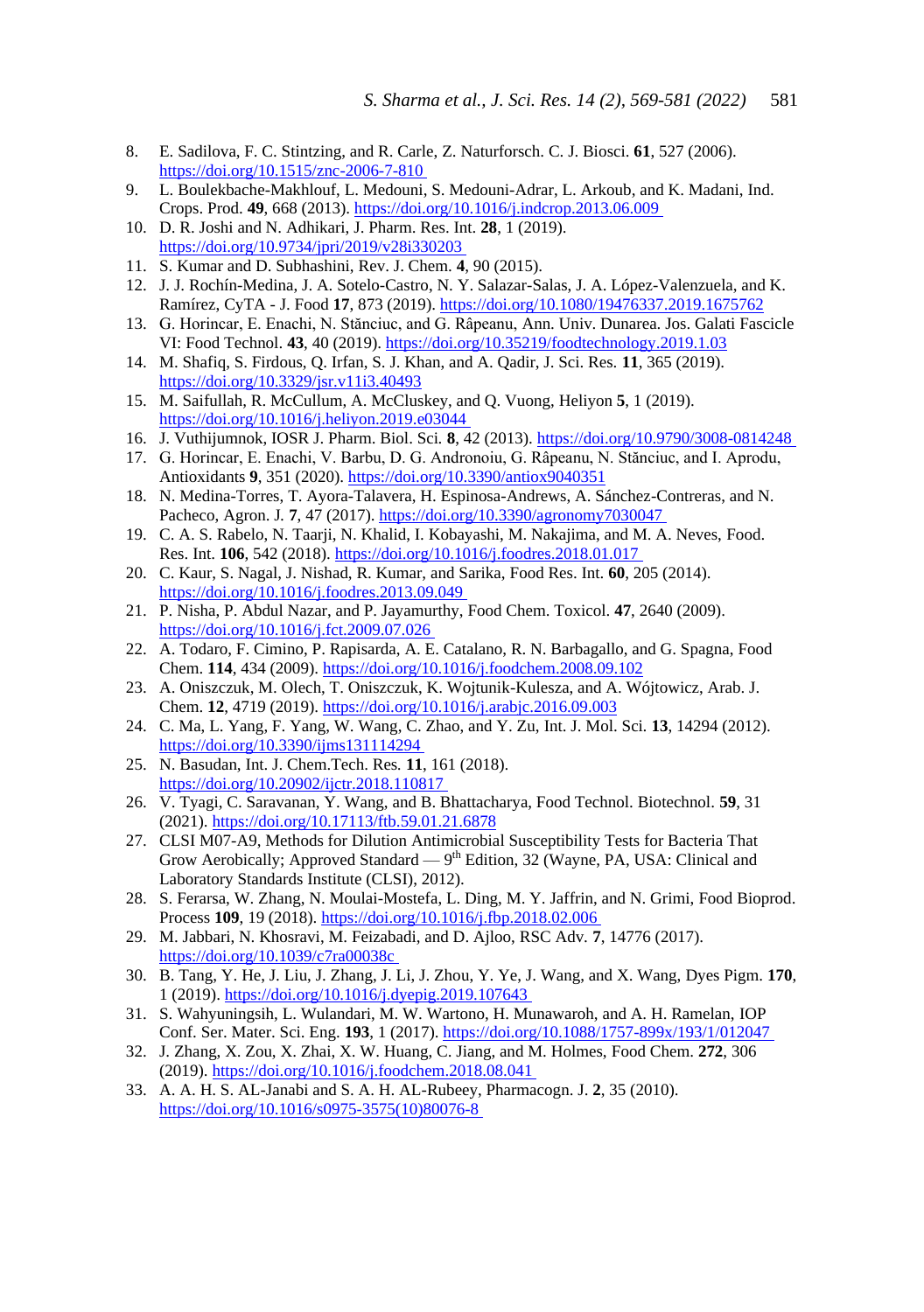8. E. Sadilova, F. C. Stintzing, and R. Carle, Z. Naturforsch. C. J. Biosci. **61**, 527 (2006). https://doi.org/10.1515/znc-2006-7-810
9. L. Boulekbache-Makhlouf, L. Medouni, S. Medouni-Adrar, L. Arkoub, and K. Madani, Ind. Crops. Prod. **49**, 668 (2013). https://doi.org/10.1016/j.indcrop.2013.06.009
10. D. R. Joshi and N. Adhikari, J. Pharm. Res. Int. **28**, 1 (2019). https://doi.org/10.9734/jpri/2019/v28i330203
11. S. Kumar and D. Subhashini, Rev. J. Chem. **4**, 90 (2015).
12. J. J. Rochín-Medina, J. A. Sotelo-Castro, N. Y. Salazar-Salas, J. A. López-Valenzuela, and K. Ramírez, CyTA - J. Food **17**, 873 (2019). https://doi.org/10.1080/19476337.2019.1675762
13. G. Horincar, E. Enachi, N. Stănciuc, and G. Râpeanu, Ann. Univ. Dunarea. Jos. Galati Fascicle VI: Food Technol. **43**, 40 (2019). https://doi.org/10.35219/foodtechnology.2019.1.03
14. M. Shafiq, S. Firdous, Q. Irfan, S. J. Khan, and A. Qadir, J. Sci. Res. **11**, 365 (2019). https://doi.org/10.3329/jsr.v11i3.40493
15. M. Saifullah, R. McCullum, A. McCluskey, and Q. Vuong, Heliyon **5**, 1 (2019). https://doi.org/10.1016/j.heliyon.2019.e03044
16. J. Vuthijumnok, IOSR J. Pharm. Biol. Sci. **8**, 42 (2013). https://doi.org/10.9790/3008-0814248
17. G. Horincar, E. Enachi, V. Barbu, D. G. Andronoiu, G. Râpeanu, N. Stănciuc, and I. Aprodu, Antioxidants **9**, 351 (2020). https://doi.org/10.3390/antiox9040351
18. N. Medina-Torres, T. Ayora-Talavera, H. Espinosa-Andrews, A. Sánchez-Contreras, and N. Pacheco, Agron. J. **7**, 47 (2017). https://doi.org/10.3390/agronomy7030047
19. C. A. S. Rabelo, N. Taarji, N. Khalid, I. Kobayashi, M. Nakajima, and M. A. Neves, Food. Res. Int. **106**, 542 (2018). https://doi.org/10.1016/j.foodres.2018.01.017
20. C. Kaur, S. Nagal, J. Nishad, R. Kumar, and Sarika, Food Res. Int. **60**, 205 (2014). https://doi.org/10.1016/j.foodres.2013.09.049
21. P. Nisha, P. Abdul Nazar, and P. Jayamurthy, Food Chem. Toxicol. **47**, 2640 (2009). https://doi.org/10.1016/j.fct.2009.07.026
22. A. Todaro, F. Cimino, P. Rapisarda, A. E. Catalano, R. N. Barbagallo, and G. Spagna, Food Chem. **114**, 434 (2009). https://doi.org/10.1016/j.foodchem.2008.09.102
23. A. Oniszczuk, M. Olech, T. Oniszczuk, K. Wojtunik-Kulesza, and A. Wójtowicz, Arab. J. Chem. **12**, 4719 (2019). https://doi.org/10.1016/j.arabjc.2016.09.003
24. C. Ma, L. Yang, F. Yang, W. Wang, C. Zhao, and Y. Zu, Int. J. Mol. Sci. **13**, 14294 (2012). https://doi.org/10.3390/ijms131114294
25. N. Basudan, Int. J. Chem.Tech. Res. **11**, 161 (2018). https://doi.org/10.20902/ijctr.2018.110817
26. V. Tyagi, C. Saravanan, Y. Wang, and B. Bhattacharya, Food Technol. Biotechnol. **59**, 31 (2021). https://doi.org/10.17113/ftb.59.01.21.6878
27. CLSI M07-A9, Methods for Dilution Antimicrobial Susceptibility Tests for Bacteria That Grow Aerobically; Approved Standard — 9th Edition, 32 (Wayne, PA, USA: Clinical and Laboratory Standards Institute (CLSI), 2012).
28. S. Ferarsa, W. Zhang, N. Moulai-Mostefa, L. Ding, M. Y. Jaffrin, and N. Grimi, Food Bioprod. Process **109**, 19 (2018). https://doi.org/10.1016/j.fbp.2018.02.006
29. M. Jabbari, N. Khosravi, M. Feizabadi, and D. Ajloo, RSC Adv. **7**, 14776 (2017). https://doi.org/10.1039/c7ra00038c
30. B. Tang, Y. He, J. Liu, J. Zhang, J. Li, J. Zhou, Y. Ye, J. Wang, and X. Wang, Dyes Pigm. **170**, 1 (2019). https://doi.org/10.1016/j.dyepig.2019.107643
31. S. Wahyuningsih, L. Wulandari, M. W. Wartono, H. Munawaroh, and A. H. Ramelan, IOP Conf. Ser. Mater. Sci. Eng. **193**, 1 (2017). https://doi.org/10.1088/1757-899x/193/1/012047
32. J. Zhang, X. Zou, X. Zhai, X. W. Huang, C. Jiang, and M. Holmes, Food Chem. **272**, 306 (2019). https://doi.org/10.1016/j.foodchem.2018.08.041
33. A. A. H. S. AL-Janabi and S. A. H. AL-Rubeey, Pharmacogn. J. **2**, 35 (2010). https://doi.org/10.1016/s0975-3575(10)80076-8